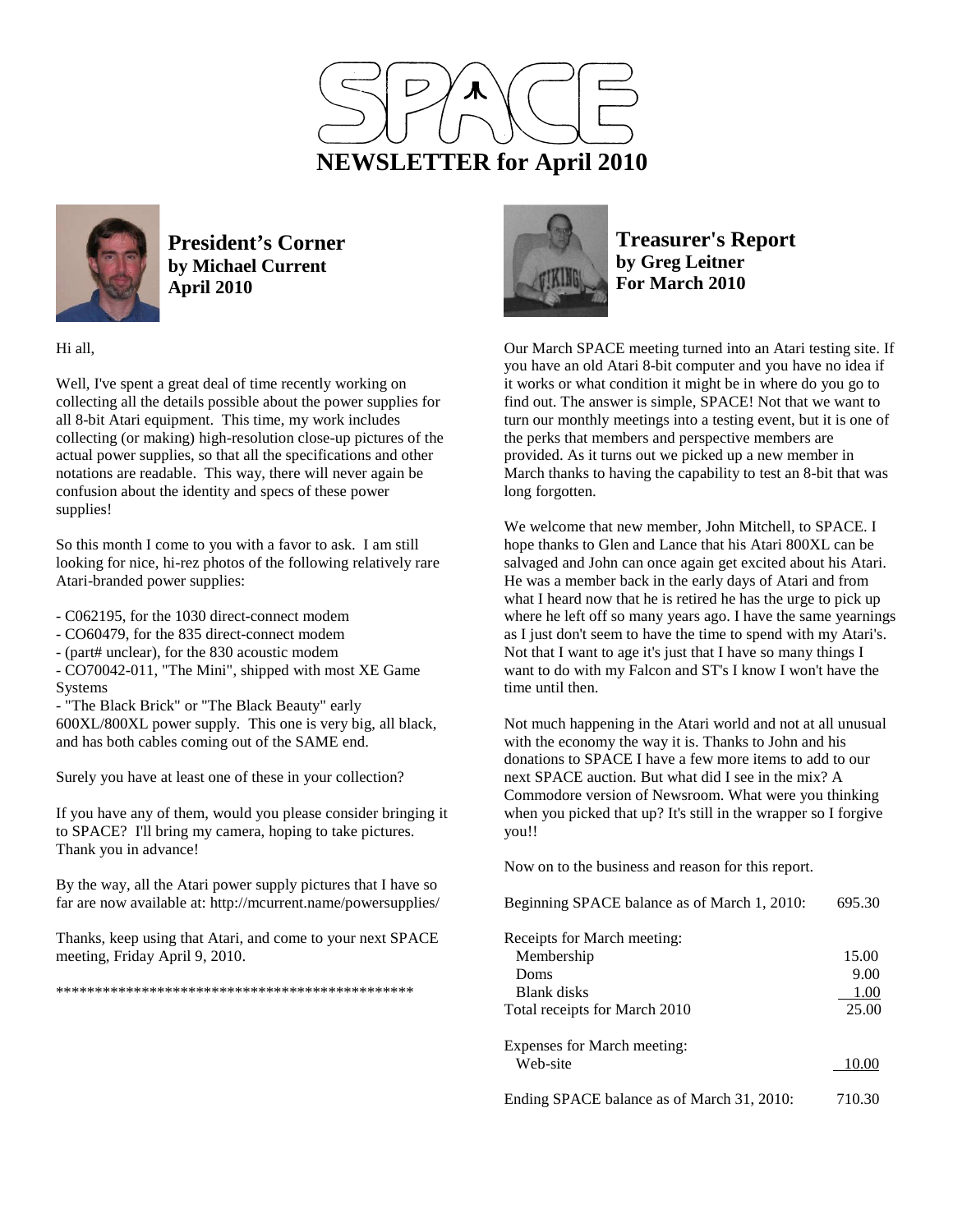# SPACE

# NEWSLETTER for April 2010

## President's Corner
**by Michael Current**
**April 2010**

Hi all,

Well, I've spent a great deal of time recently working on collecting all the details possible about the power supplies for all 8-bit Atari equipment. This time, my work includes collecting (or making) high-resolution close-up pictures of the actual power supplies, so that all the specifications and other notations are readable. This way, there will never again be confusion about the identity and specs of these power supplies!

So this month I come to you with a favor to ask. I am still looking for nice, hi-rez photos of the following relatively rare Atari-branded power supplies:

- C062195, for the 1030 direct-connect modem
- CO60479, for the 835 direct-connect modem
- (part# unclear), for the 830 acoustic modem
- CO70042-011, "The Mini", shipped with most XE Game Systems
- "The Black Brick" or "The Black Beauty" early 600XL/800XL power supply. This one is very big, all black, and has both cables coming out of the SAME end.

Surely you have at least one of these in your collection?

If you have any of them, would you please consider bringing it to SPACE? I'll bring my camera, hoping to take pictures. Thank you in advance!

By the way, all the Atari power supply pictures that I have so far are now available at: http://mcurrent.name/powersupplies/

Thanks, keep using that Atari, and come to your next SPACE meeting, Friday April 9, 2010.

\*\*\*\*\*\*\*\*\*\*\*\*\*\*\*\*\*\*\*\*\*\*\*\*\*\*\*\*\*\*\*\*\*\*\*\*\*\*\*\*\*\*\*\*\*\*\*\*

## Treasurer's Report
**by Greg Leitner**
**For March 2010**

Our March SPACE meeting turned into an Atari testing site. If you have an old Atari 8-bit computer and you have no idea if it works or what condition it might be in where do you go to find out. The answer is simple, SPACE! Not that we want to turn our monthly meetings into a testing event, but it is one of the perks that members and perspective members are provided. As it turns out we picked up a new member in March thanks to having the capability to test an 8-bit that was long forgotten.

We welcome that new member, John Mitchell, to SPACE. I hope thanks to Glen and Lance that his Atari 800XL can be salvaged and John can once again get excited about his Atari. He was a member back in the early days of Atari and from what I heard now that he is retired he has the urge to pick up where he left off so many years ago. I have the same yearnings as I just don't seem to have the time to spend with my Atari's. Not that I want to age it's just that I have so many things I want to do with my Falcon and ST's I know I won't have the time until then.

Not much happening in the Atari world and not at all unusual with the economy the way it is. Thanks to John and his donations to SPACE I have a few more items to add to our next SPACE auction. But what did I see in the mix? A Commodore version of Newsroom. What were you thinking when you picked that up? It's still in the wrapper so I forgive you!!

Now on to the business and reason for this report.

| | |
|---|---|
| Beginning SPACE balance as of March 1, 2010: | 695.30 |
| | |
| Receipts for March meeting: | |
| Membership | 15.00 |
| Doms | 9.00 |
| Blank disks | 1.00 |
| Total receipts for March 2010 | 25.00 |
| | |
| Expenses for March meeting: | |
| Web-site | 10.00 |
| | |
| Ending SPACE balance as of March 31, 2010: | 710.30 |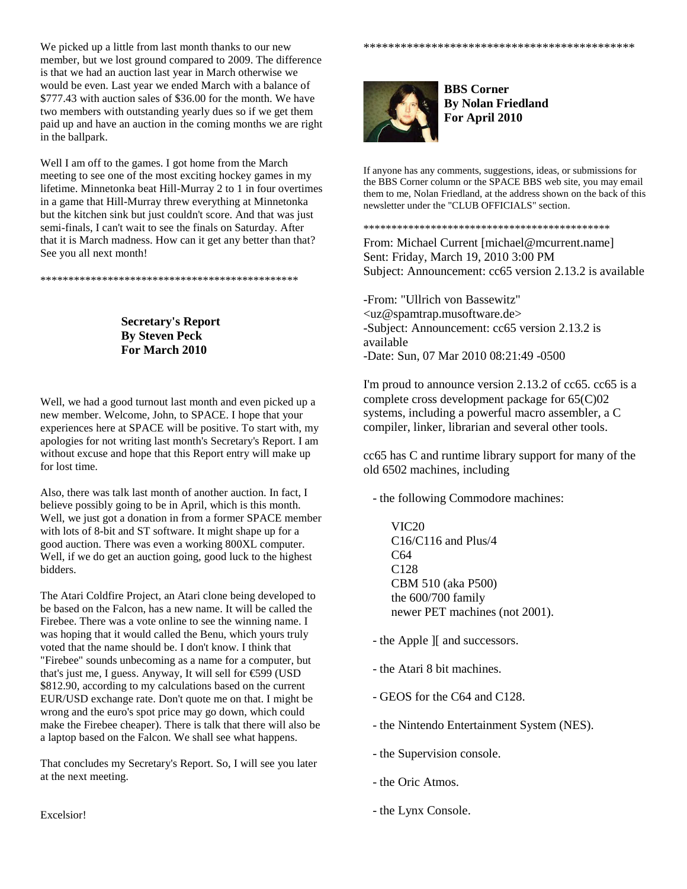We picked up a little from last month thanks to our new member, but we lost ground compared to 2009. The difference is that we had an auction last year in March otherwise we would be even. Last year we ended March with a balance of $777.43 with auction sales of $36.00 for the month. We have two members with outstanding yearly dues so if we get them paid up and have an auction in the coming months we are right in the ballpark.

Well I am off to the games. I got home from the March meeting to see one of the most exciting hockey games in my lifetime. Minnetonka beat Hill-Murray 2 to 1 in four overtimes in a game that Hill-Murray threw everything at Minnetonka but the kitchen sink but just couldn't score. And that was just semi-finals, I can't wait to see the finals on Saturday. After that it is March madness. How can it get any better than that? See you all next month!

**********************************************

**Secretary's Report**
**By Steven Peck**
**For March 2010**

Well, we had a good turnout last month and even picked up a new member. Welcome, John, to SPACE. I hope that your experiences here at SPACE will be positive. To start with, my apologies for not writing last month's Secretary's Report. I am without excuse and hope that this Report entry will make up for lost time.

Also, there was talk last month of another auction. In fact, I believe possibly going to be in April, which is this month. Well, we just got a donation in from a former SPACE member with lots of 8-bit and ST software. It might shape up for a good auction. There was even a working 800XL computer. Well, if we do get an auction going, good luck to the highest bidders.

The Atari Coldfire Project, an Atari clone being developed to be based on the Falcon, has a new name. It will be called the Firebee. There was a vote online to see the winning name. I was hoping that it would called the Benu, which yours truly voted that the name should be. I don't know. I think that "Firebee" sounds unbecoming as a name for a computer, but that's just me, I guess. Anyway, It will sell for €599 (USD $812.90, according to my calculations based on the current EUR/USD exchange rate. Don't quote me on that. I might be wrong and the euro's spot price may go down, which could make the Firebee cheaper). There is talk that there will also be a laptop based on the Falcon. We shall see what happens.

That concludes my Secretary's Report. So, I will see you later at the next meeting.

Excelsior!

**********************************************

**BBS Corner**
**By Nolan Friedland**
**For April 2010**

If anyone has any comments, suggestions, ideas, or submissions for the BBS Corner column or the SPACE BBS web site, you may email them to me, Nolan Friedland, at the address shown on the back of this newsletter under the "CLUB OFFICIALS" section.

**********************************************

From: Michael Current [michael@mcurrent.name]
Sent: Friday, March 19, 2010 3:00 PM
Subject: Announcement: cc65 version 2.13.2 is available

-From: "Ullrich von Bassewitz" <uz@spamtrap.musoftware.de>
-Subject: Announcement: cc65 version 2.13.2 is available
-Date: Sun, 07 Mar 2010 08:21:49 -0500

I'm proud to announce version 2.13.2 of cc65. cc65 is a complete cross development package for 65(C)02 systems, including a powerful macro assembler, a C compiler, linker, librarian and several other tools.

cc65 has C and runtime library support for many of the old 6502 machines, including

- the following Commodore machines:

  VIC20
  C16/C116 and Plus/4
  C64
  C128
  CBM 510 (aka P500)
  the 600/700 family
  newer PET machines (not 2001).

- the Apple ][ and successors.

- the Atari 8 bit machines.

- GEOS for the C64 and C128.

- the Nintendo Entertainment System (NES).

- the Supervision console.

- the Oric Atmos.

- the Lynx Console.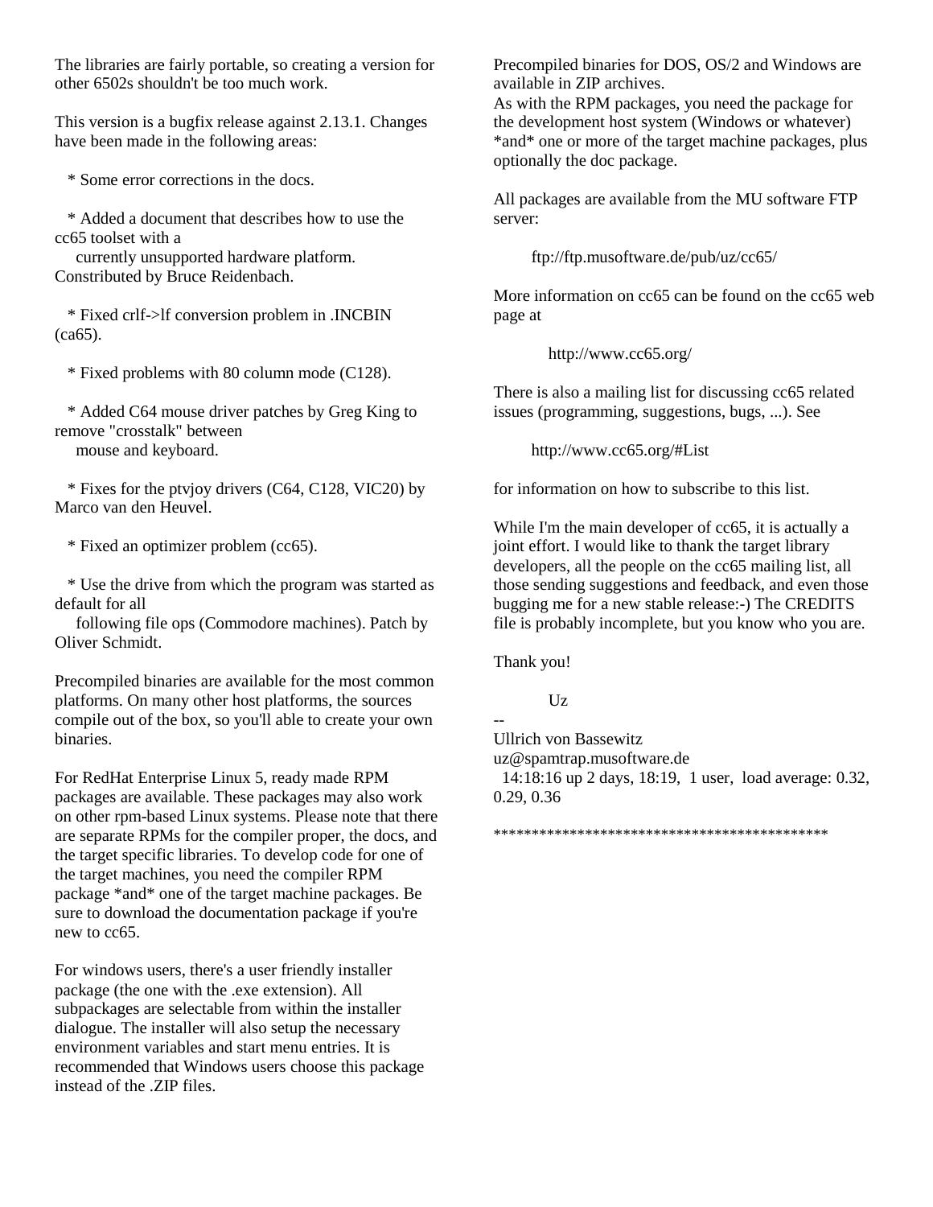The libraries are fairly portable, so creating a version for other 6502s shouldn't be too much work.

This version is a bugfix release against 2.13.1. Changes have been made in the following areas:

* Some error corrections in the docs.

* Added a document that describes how to use the cc65 toolset with a currently unsupported hardware platform. Constributed by Bruce Reidenbach.

* Fixed crlf->lf conversion problem in .INCBIN (ca65).

* Fixed problems with 80 column mode (C128).

* Added C64 mouse driver patches by Greg King to remove "crosstalk" between mouse and keyboard.

* Fixes for the ptvjoy drivers (C64, C128, VIC20) by Marco van den Heuvel.

* Fixed an optimizer problem (cc65).

* Use the drive from which the program was started as default for all following file ops (Commodore machines). Patch by Oliver Schmidt.

Precompiled binaries are available for the most common platforms. On many other host platforms, the sources compile out of the box, so you'll able to create your own binaries.

For RedHat Enterprise Linux 5, ready made RPM packages are available. These packages may also work on other rpm-based Linux systems. Please note that there are separate RPMs for the compiler proper, the docs, and the target specific libraries. To develop code for one of the target machines, you need the compiler RPM package *and* one of the target machine packages. Be sure to download the documentation package if you're new to cc65.

For windows users, there's a user friendly installer package (the one with the .exe extension). All subpackages are selectable from within the installer dialogue. The installer will also setup the necessary environment variables and start menu entries. It is recommended that Windows users choose this package instead of the .ZIP files.

Precompiled binaries for DOS, OS/2 and Windows are available in ZIP archives.
As with the RPM packages, you need the package for the development host system (Windows or whatever) *and* one or more of the target machine packages, plus optionally the doc package.

All packages are available from the MU software FTP server:

ftp://ftp.musoftware.de/pub/uz/cc65/

More information on cc65 can be found on the cc65 web page at

http://www.cc65.org/

There is also a mailing list for discussing cc65 related issues (programming, suggestions, bugs, ...). See

http://www.cc65.org/#List

for information on how to subscribe to this list.

While I'm the main developer of cc65, it is actually a joint effort. I would like to thank the target library developers, all the people on the cc65 mailing list, all those sending suggestions and feedback, and even those bugging me for a new stable release:-) The CREDITS file is probably incomplete, but you know who you are.

Thank you!

Uz

--
Ullrich von Bassewitz
uz@spamtrap.musoftware.de
14:18:16 up 2 days, 18:19, 1 user, load average: 0.32, 0.29, 0.36

********************************************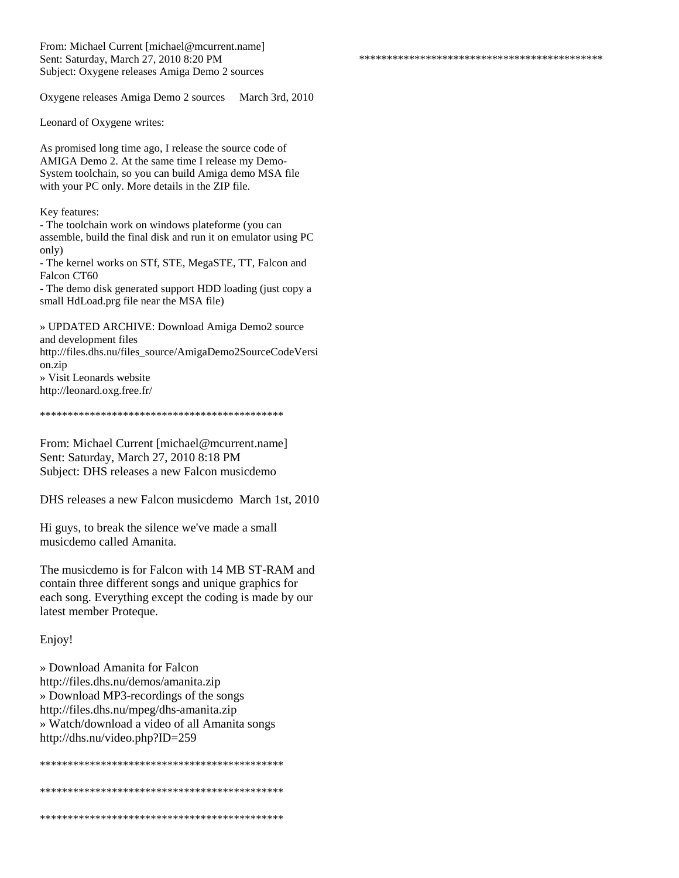From: Michael Current [michael@mcurrent.name]
Sent: Saturday, March 27, 2010 8:20 PM
Subject: Oxygene releases Amiga Demo 2 sources

Oxygene releases Amiga Demo 2 sources     March 3rd, 2010

Leonard of Oxygene writes:

As promised long time ago, I release the source code of AMIGA Demo 2. At the same time I release my Demo-System toolchain, so you can build Amiga demo MSA file with your PC only. More details in the ZIP file.

Key features:
- The toolchain work on windows plateforme (you can assemble, build the final disk and run it on emulator using PC only)
- The kernel works on STf, STE, MegaSTE, TT, Falcon and Falcon CT60
- The demo disk generated support HDD loading (just copy a small HdLoad.prg file near the MSA file)

» UPDATED ARCHIVE: Download Amiga Demo2 source and development files
http://files.dhs.nu/files_source/AmigaDemo2SourceCodeVersion.zip
» Visit Leonards website
http://leonard.oxg.free.fr/

********************************************

From: Michael Current [michael@mcurrent.name]
Sent: Saturday, March 27, 2010 8:18 PM
Subject: DHS releases a new Falcon musicdemo

DHS releases a new Falcon musicdemo  March 1st, 2010

Hi guys, to break the silence we've made a small musicdemo called Amanita.

The musicdemo is for Falcon with 14 MB ST-RAM and contain three different songs and unique graphics for each song. Everything except the coding is made by our latest member Proteque.

Enjoy!

» Download Amanita for Falcon
http://files.dhs.nu/demos/amanita.zip
» Download MP3-recordings of the songs
http://files.dhs.nu/mpeg/dhs-amanita.zip
» Watch/download a video of all Amanita songs
http://dhs.nu/video.php?ID=259

********************************************

********************************************

********************************************

********************************************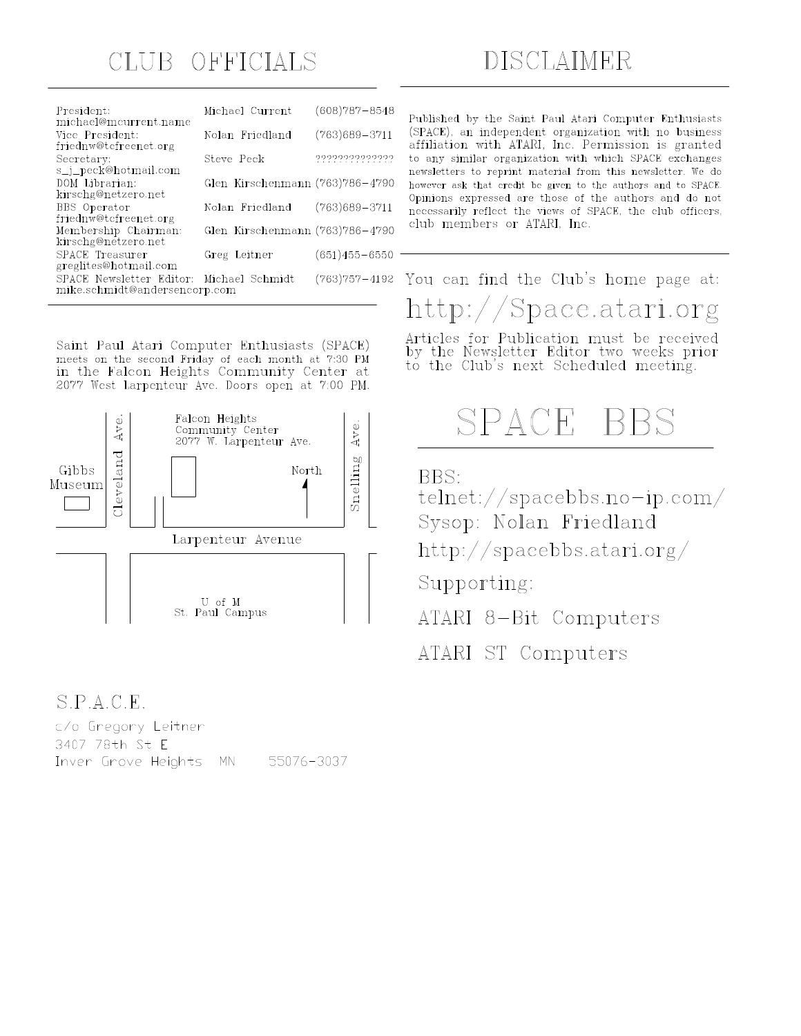# CLUB OFFICIALS

| | | |
|---|---|---|
| President: michael@mcurrent.name | Michael Current | (608)787-8548 |
| Vice President: friednw@tcfreenet.org | Nolan Friedland | (763)689-3711 |
| Secretary: s_j_peck@hotmail.com | Steve Peck | ?????????????? |
| DOM Librarian: kirschg@netzero.net | Glen Kirschenmann | (763)786-4790 |
| BBS Operator friednw@tcfreenet.org | Nolan Friedland | (763)689-3711 |
| Membership Chairman: kirschg@netzero.net | Glen Kirschenmann | (763)786-4790 |
| SPACE Treasurer greglites@hotmail.com | Greg Leitner | (651)455-6550 |
| SPACE Newsletter Editor: mike.schmidt@andersencorp.com | Michael Schmidt | (763)757-4192 |

Saint Paul Atari Computer Enthusiasts (SPACE) meets on the second Friday of each month at 7:30 PM in the Falcon Heights Community Center at 2077 West Larpenteur Ave. Doors open at 7:00 PM.

Falcon Heights Community Center 2077 W. Larpenteur Ave.

Gibbs Museum

Cleveland Ave.

Snelling Ave.

North

Larpenteur Avenue

U of M St. Paul Campus

# DISCLAIMER

Published by the Saint Paul Atari Computer Enthusiasts (SPACE), an independent organization with no business affiliation with ATARI, Inc. Permission is granted to any similar organization with which SPACE exchanges newsletters to reprint material from this newsletter. We do however ask that credit be given to the authors and to SPACE. Opinions expressed are those of the authors and do not necessarily reflect the views of SPACE, the club officers, club members or ATARI, Inc.

You can find the Club's home page at:

http://Space.atari.org

Articles for Publication must be received by the Newsletter Editor two weeks prior to the Club's next Scheduled meeting.

# SPACE BBS

BBS:
telnet://spacebbs.no-ip.com/
Sysop: Nolan Friedland
http://spacebbs.atari.org/

Supporting:

ATARI 8-Bit Computers

ATARI ST Computers

S.P.A.C.E.
c/o Gregory Leitner
3407 78th St E
Inver Grove Heights MN 55076-3037